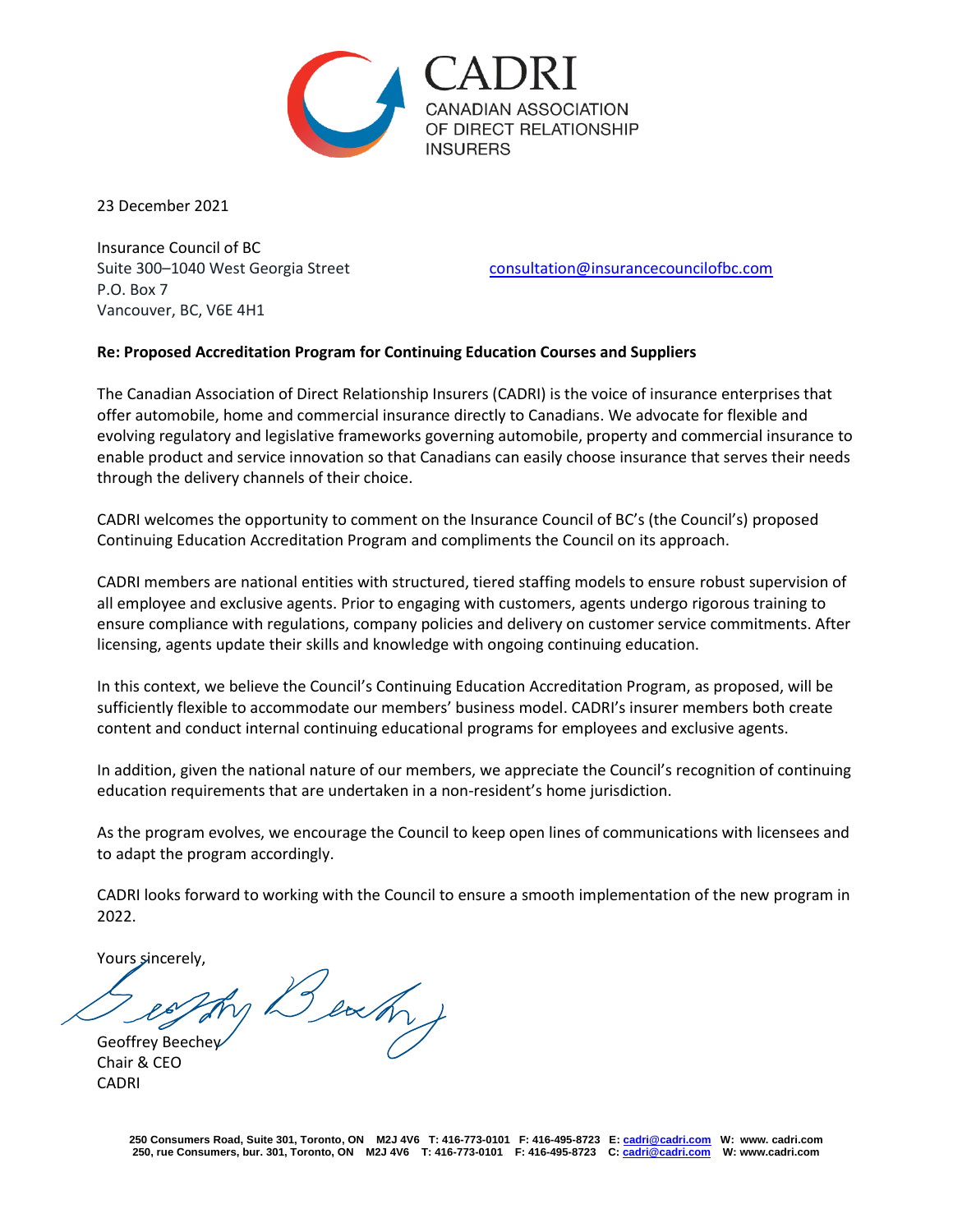CADRI
CANADIAN ASSOCIATION OF DIRECT RELATIONSHIP INSURERS

23 December 2021

Insurance Council of BC
Suite 300–1040 West Georgia Street
P.O. Box 7
Vancouver, BC, V6E 4H1

consultation@insurancecouncilofbc.com

**Re: Proposed Accreditation Program for Continuing Education Courses and Suppliers**

The Canadian Association of Direct Relationship Insurers (CADRI) is the voice of insurance enterprises that offer automobile, home and commercial insurance directly to Canadians. We advocate for flexible and evolving regulatory and legislative frameworks governing automobile, property and commercial insurance to enable product and service innovation so that Canadians can easily choose insurance that serves their needs through the delivery channels of their choice.

CADRI welcomes the opportunity to comment on the Insurance Council of BC's (the Council's) proposed Continuing Education Accreditation Program and compliments the Council on its approach.

CADRI members are national entities with structured, tiered staffing models to ensure robust supervision of all employee and exclusive agents. Prior to engaging with customers, agents undergo rigorous training to ensure compliance with regulations, company policies and delivery on customer service commitments. After licensing, agents update their skills and knowledge with ongoing continuing education.

In this context, we believe the Council's Continuing Education Accreditation Program, as proposed, will be sufficiently flexible to accommodate our members' business model. CADRI's insurer members both create content and conduct internal continuing educational programs for employees and exclusive agents.

In addition, given the national nature of our members, we appreciate the Council's recognition of continuing education requirements that are undertaken in a non-resident's home jurisdiction.

As the program evolves, we encourage the Council to keep open lines of communications with licensees and to adapt the program accordingly.

CADRI looks forward to working with the Council to ensure a smooth implementation of the new program in 2022.

Yours sincerely,

Geoffrey Beechey
Chair & CEO
CADRI

250 Consumers Road, Suite 301, Toronto, ON M2J 4V6 T: 416-773-0101 F: 416-495-8723 E: cadri@cadri.com W: www. cadri.com
250, rue Consumers, bur. 301, Toronto, ON M2J 4V6 T: 416-773-0101 F: 416-495-8723 C: cadri@cadri.com W: www.cadri.com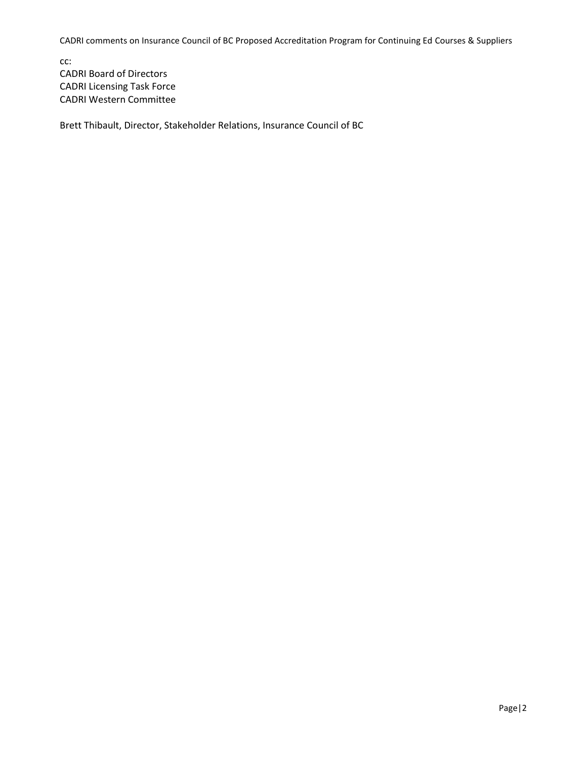cc:
CADRI Board of Directors
CADRI Licensing Task Force
CADRI Western Committee

Brett Thibault, Director, Stakeholder Relations, Insurance Council of BC